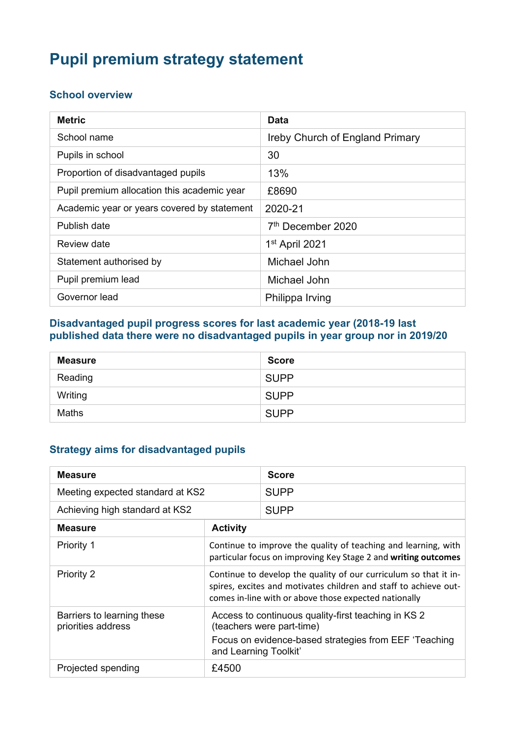# Pupil premium strategy statement

## School overview

| Metric | Data |
|---|---|
| School name | Ireby Church of England Primary |
| Pupils in school | 30 |
| Proportion of disadvantaged pupils | 13% |
| Pupil premium allocation this academic year | £8690 |
| Academic year or years covered by statement | 2020-21 |
| Publish date | 7th December 2020 |
| Review date | 1st April 2021 |
| Statement authorised by | Michael John |
| Pupil premium lead | Michael John |
| Governor lead | Philippa Irving |

## Disadvantaged pupil progress scores for last academic year (2018-19 last published data there were no disadvantaged pupils in year group nor in 2019/20

| Measure | Score |
|---|---|
| Reading | SUPP |
| Writing | SUPP |
| Maths | SUPP |

## Strategy aims for disadvantaged pupils

| Measure | Score |
|---|---|
| Meeting expected standard at KS2 | SUPP |
| Achieving high standard at KS2 | SUPP |

| Measure | Activity |
|---|---|
| Priority 1 | Continue to improve the quality of teaching and learning, with particular focus on improving Key Stage 2 and **writing outcomes** |
| Priority 2 | Continue to develop the quality of our curriculum so that it inspires, excites and motivates children and staff to achieve outcomes in-line with or above those expected nationally |
| Barriers to learning these priorities address | Access to continuous quality-first teaching in KS 2 (teachers were part-time)<br>Focus on evidence-based strategies from EEF 'Teaching and Learning Toolkit' |
| Projected spending | £4500 |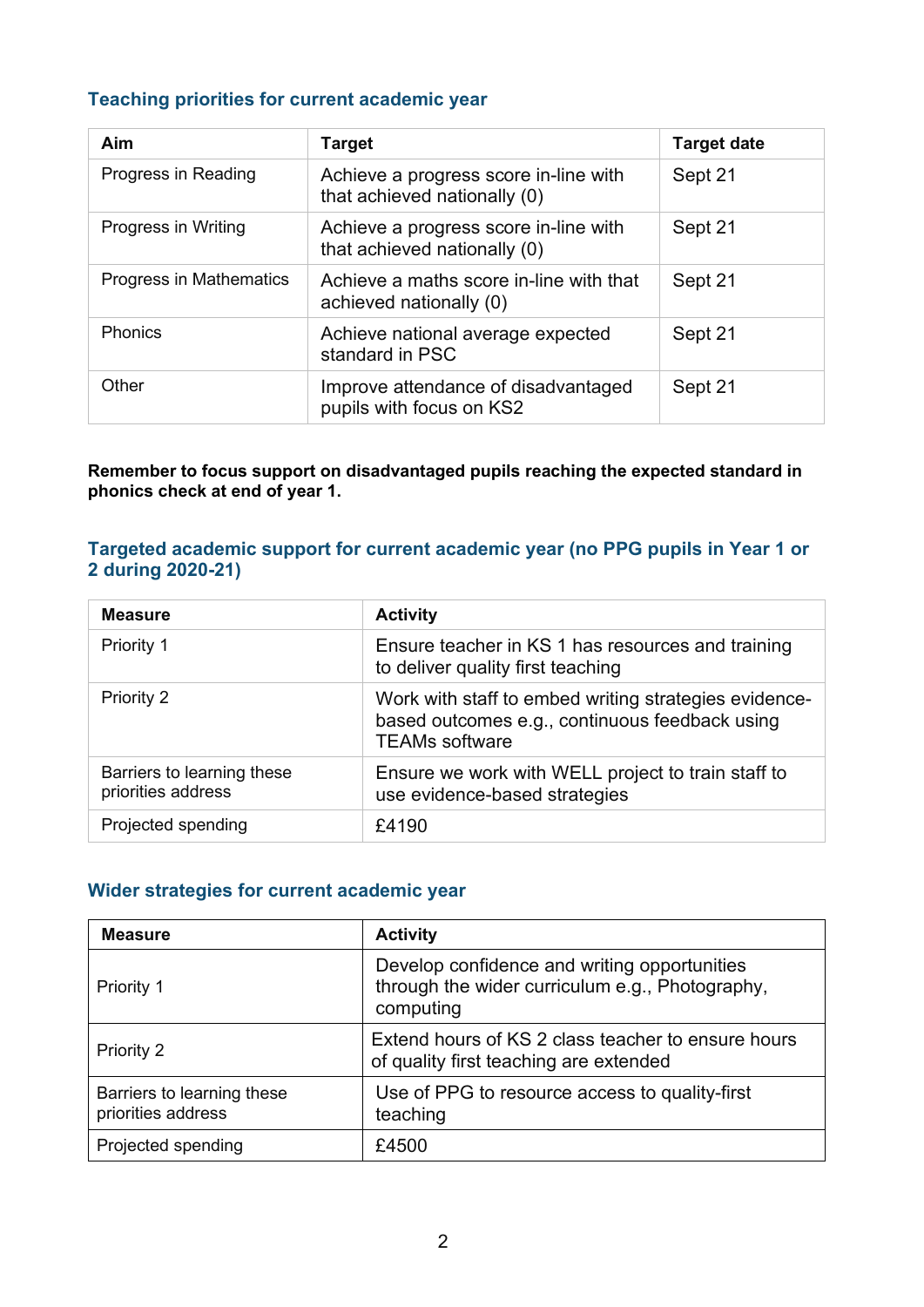### Teaching priorities for current academic year

| Aim | Target | Target date |
|---|---|---|
| Progress in Reading | Achieve a progress score in-line with that achieved nationally (0) | Sept 21 |
| Progress in Writing | Achieve a progress score in-line with that achieved nationally (0) | Sept 21 |
| Progress in Mathematics | Achieve a maths score in-line with that achieved nationally (0) | Sept 21 |
| Phonics | Achieve national average expected standard in PSC | Sept 21 |
| Other | Improve attendance of disadvantaged pupils with focus on KS2 | Sept 21 |

**Remember to focus support on disadvantaged pupils reaching the expected standard in phonics check at end of year 1.**

### Targeted academic support for current academic year (no PPG pupils in Year 1 or 2 during 2020-21)

| Measure | Activity |
|---|---|
| Priority 1 | Ensure teacher in KS 1 has resources and training to deliver quality first teaching |
| Priority 2 | Work with staff to embed writing strategies evidence-based outcomes e.g., continuous feedback using TEAMs software |
| Barriers to learning these priorities address | Ensure we work with WELL project to train staff to use evidence-based strategies |
| Projected spending | £4190 |

### Wider strategies for current academic year

| Measure | Activity |
|---|---|
| Priority 1 | Develop confidence and writing opportunities through the wider curriculum e.g., Photography, computing |
| Priority 2 | Extend hours of KS 2 class teacher to ensure hours of quality first teaching are extended |
| Barriers to learning these priorities address | Use of PPG to resource access to quality-first teaching |
| Projected spending | £4500 |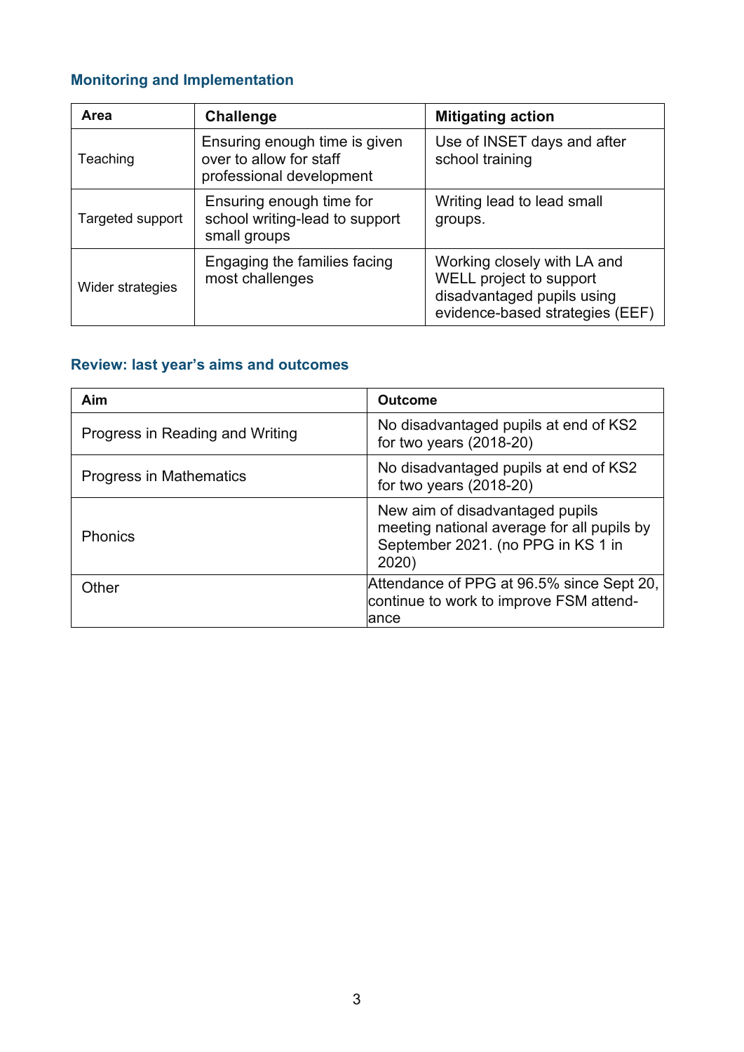## Monitoring and Implementation

| Area | Challenge | Mitigating action |
| --- | --- | --- |
| Teaching | Ensuring enough time is given over to allow for staff professional development | Use of INSET days and after school training |
| Targeted support | Ensuring enough time for school writing-lead to support small groups | Writing lead to lead small groups. |
| Wider strategies | Engaging the families facing most challenges | Working closely with LA and WELL project to support disadvantaged pupils using evidence-based strategies (EEF) |

## Review: last year's aims and outcomes

| Aim | Outcome |
| --- | --- |
| Progress in Reading and Writing | No disadvantaged pupils at end of KS2 for two years (2018-20) |
| Progress in Mathematics | No disadvantaged pupils at end of KS2 for two years (2018-20) |
| Phonics | New aim of disadvantaged pupils meeting national average for all pupils by September 2021. (no PPG in KS 1 in 2020) |
| Other | Attendance of PPG at 96.5% since Sept 20, continue to work to improve FSM attendance |